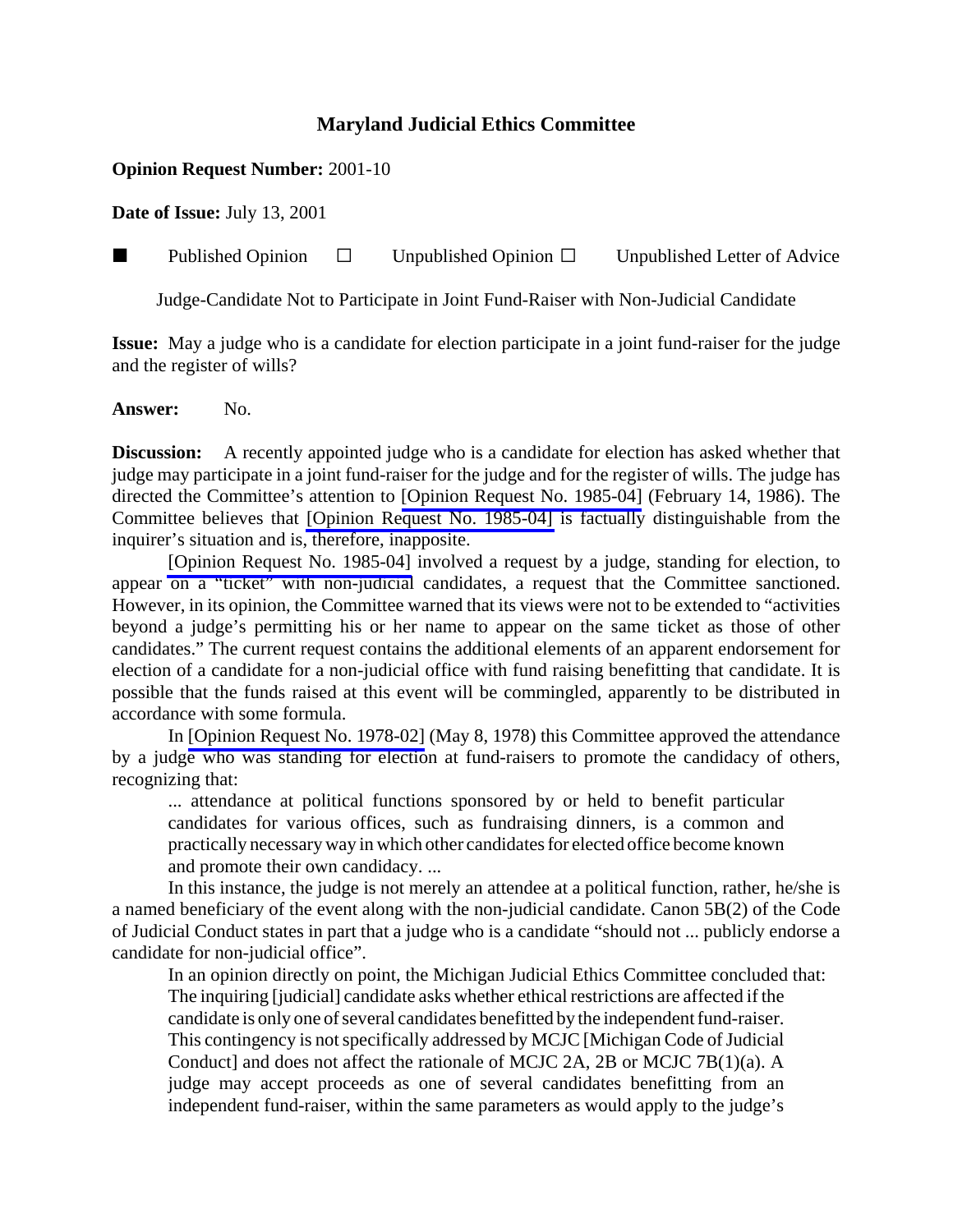# Maryland Judicial Ethics Committee

**Opion Request Number:** 2001-10

**Date of Issue:** July 13, 2001

■ Published Opinion ☐ Unpublished Opinion ☐ Unpublished Letter of Advice

Judge-Candidate Not to Participate in Joint Fund-Raiser with Non-Judicial Candidate

**Issue:** May a judge who is a candidate for election participate in a joint fund-raiser for the judge and the register of wills?

**Answer:** No.

**Discussion:** A recently appointed judge who is a candidate for election has asked whether that judge may participate in a joint fund-raiser for the judge and for the register of wills. The judge has directed the Committee's attention to [Opinion Request No. 1985-04] (February 14, 1986). The Committee believes that [Opinion Request No. 1985-04] is factually distinguishable from the inquirer's situation and is, therefore, inapposite.

[Opinion Request No. 1985-04] involved a request by a judge, standing for election, to appear on a "ticket" with non-judicial candidates, a request that the Committee sanctioned. However, in its opinion, the Committee warned that its views were not to be extended to "activities beyond a judge's permitting his or her name to appear on the same ticket as those of other candidates." The current request contains the additional elements of an apparent endorsement for election of a candidate for a non-judicial office with fund raising benefitting that candidate. It is possible that the funds raised at this event will be commingled, apparently to be distributed in accordance with some formula.

In [Opinion Request No. 1978-02] (May 8, 1978) this Committee approved the attendance by a judge who was standing for election at fund-raisers to promote the candidacy of others, recognizing that:

> ... attendance at political functions sponsored by or held to benefit particular candidates for various offices, such as fundraising dinners, is a common and practically necessary way in which other candidates for elected office become known and promote their own candidacy. ...

In this instance, the judge is not merely an attendee at a political function, rather, he/she is a named beneficiary of the event along with the non-judicial candidate. Canon 5B(2) of the Code of Judicial Conduct states in part that a judge who is a candidate "should not ... publicly endorse a candidate for non-judicial office".

In an opinion directly on point, the Michigan Judicial Ethics Committee concluded that:

> The inquiring [judicial] candidate asks whether ethical restrictions are affected if the candidate is only one of several candidates benefitted by the independent fund-raiser. This contingency is not specifically addressed by MCJC [Michigan Code of Judicial Conduct] and does not affect the rationale of MCJC 2A, 2B or MCJC 7B(1)(a). A judge may accept proceeds as one of several candidates benefitting from an independent fund-raiser, within the same parameters as would apply to the judge's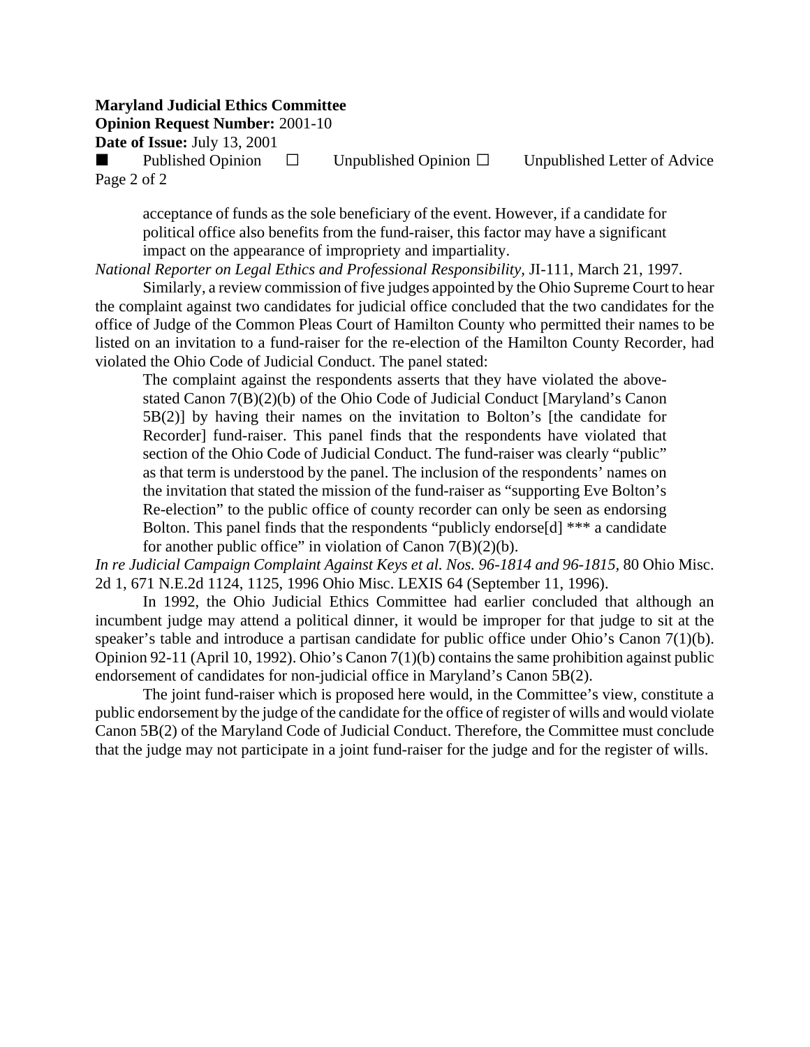> acceptance of funds as the sole beneficiary of the event. However, if a candidate for political office also benefits from the fund-raiser, this factor may have a significant impact on the appearance of impropriety and impartiality.

*National Reporter on Legal Ethics and Professional Responsibility,* JI-111, March 21, 1997.

Similarly, a review commission of five judges appointed by the Ohio Supreme Court to hear the complaint against two candidates for judicial office concluded that the two candidates for the office of Judge of the Common Pleas Court of Hamilton County who permitted their names to be listed on an invitation to a fund-raiser for the re-election of the Hamilton County Recorder, had violated the Ohio Code of Judicial Conduct. The panel stated:

> The complaint against the respondents asserts that they have violated the above-stated Canon 7(B)(2)(b) of the Ohio Code of Judicial Conduct [Maryland's Canon 5B(2)] by having their names on the invitation to Bolton's [the candidate for Recorder] fund-raiser. This panel finds that the respondents have violated that section of the Ohio Code of Judicial Conduct. The fund-raiser was clearly "public" as that term is understood by the panel. The inclusion of the respondents' names on the invitation that stated the mission of the fund-raiser as "supporting Eve Bolton's Re-election" to the public office of county recorder can only be seen as endorsing Bolton. This panel finds that the respondents "publicly endorse[d] *** a candidate for another public office" in violation of Canon 7(B)(2)(b).

*In re Judicial Campaign Complaint Against Keys et al. Nos. 96-1814 and 96-1815,* 80 Ohio Misc. 2d 1, 671 N.E.2d 1124, 1125, 1996 Ohio Misc. LEXIS 64 (September 11, 1996).

In 1992, the Ohio Judicial Ethics Committee had earlier concluded that although an incumbent judge may attend a political dinner, it would be improper for that judge to sit at the speaker's table and introduce a partisan candidate for public office under Ohio's Canon 7(1)(b). Opinion 92-11 (April 10, 1992). Ohio's Canon 7(1)(b) contains the same prohibition against public endorsement of candidates for non-judicial office in Maryland's Canon 5B(2).

The joint fund-raiser which is proposed here would, in the Committee's view, constitute a public endorsement by the judge of the candidate for the office of register of wills and would violate Canon 5B(2) of the Maryland Code of Judicial Conduct. Therefore, the Committee must conclude that the judge may not participate in a joint fund-raiser for the judge and for the register of wills.